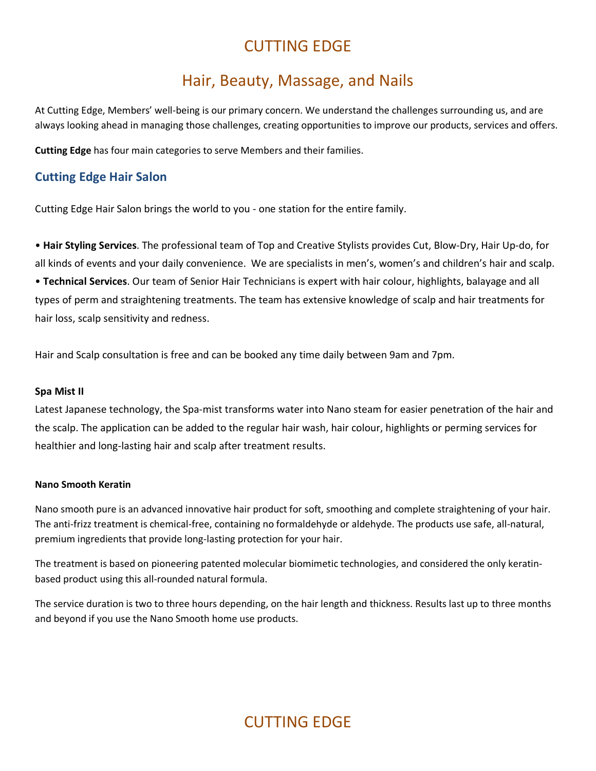# CUTTING EDGE

## Hair, Beauty, Massage, and Nails

At Cutting Edge, Members' well-being is our primary concern. We understand the challenges surrounding us, and are always looking ahead in managing those challenges, creating opportunities to improve our products, services and offers.

**Cutting Edge** has four main categories to serve Members and their families.

### Cutting Edge Hair Salon

Cutting Edge Hair Salon brings the world to you - one station for the entire family.

- **Hair Styling Services**. The professional team of Top and Creative Stylists provides Cut, Blow-Dry, Hair Up-do, for all kinds of events and your daily convenience. We are specialists in men's, women's and children's hair and scalp.
- **Technical Services**. Our team of Senior Hair Technicians is expert with hair colour, highlights, balayage and all types of perm and straightening treatments. The team has extensive knowledge of scalp and hair treatments for hair loss, scalp sensitivity and redness.

Hair and Scalp consultation is free and can be booked any time daily between 9am and 7pm.

#### Spa Mist II

Latest Japanese technology, the Spa-mist transforms water into Nano steam for easier penetration of the hair and the scalp. The application can be added to the regular hair wash, hair colour, highlights or perming services for healthier and long-lasting hair and scalp after treatment results.

#### Nano Smooth Keratin

Nano smooth pure is an advanced innovative hair product for soft, smoothing and complete straightening of your hair. The anti-frizz treatment is chemical-free, containing no formaldehyde or aldehyde. The products use safe, all-natural, premium ingredients that provide long-lasting protection for your hair.

The treatment is based on pioneering patented molecular biomimetic technologies, and considered the only keratin-based product using this all-rounded natural formula.

The service duration is two to three hours depending, on the hair length and thickness. Results last up to three months and beyond if you use the Nano Smooth home use products.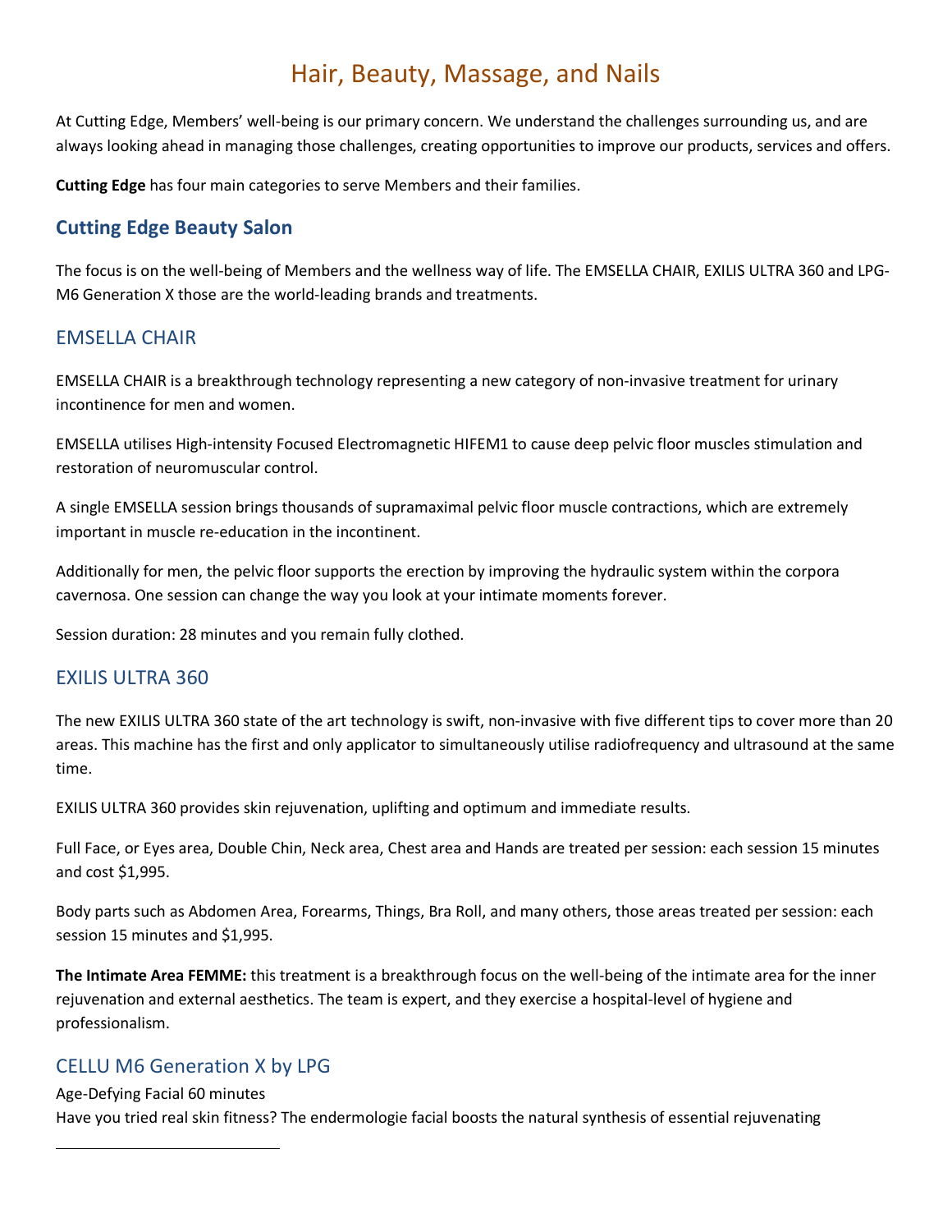# Hair, Beauty, Massage, and Nails

At Cutting Edge, Members' well-being is our primary concern. We understand the challenges surrounding us, and are always looking ahead in managing those challenges, creating opportunities to improve our products, services and offers.

**Cutting Edge** has four main categories to serve Members and their families.

## Cutting Edge Beauty Salon

The focus is on the well-being of Members and the wellness way of life. The EMSELLA CHAIR, EXILIS ULTRA 360 and LPG-M6 Generation X those are the world-leading brands and treatments.

### EMSELLA CHAIR

EMSELLA CHAIR is a breakthrough technology representing a new category of non-invasive treatment for urinary incontinence for men and women.

EMSELLA utilises High-intensity Focused Electromagnetic HIFEM[1] to cause deep pelvic floor muscles stimulation and restoration of neuromuscular control.

A single EMSELLA session brings thousands of supramaximal pelvic floor muscle contractions, which are extremely important in muscle re-education in the incontinent.

Additionally for men, the pelvic floor supports the erection by improving the hydraulic system within the corpora cavernosa. One session can change the way you look at your intimate moments forever.

Session duration: 28 minutes and you remain fully clothed.

### EXILIS ULTRA 360

The new EXILIS ULTRA 360 state of the art technology is swift, non-invasive with five different tips to cover more than 20 areas. This machine has the first and only applicator to simultaneously utilise radiofrequency and ultrasound at the same time.

EXILIS ULTRA 360 provides skin rejuvenation, uplifting and optimum and immediate results.

Full Face, or Eyes area, Double Chin, Neck area, Chest area and Hands are treated per session: each session 15 minutes and cost $1,995.

Body parts such as Abdomen Area, Forearms, Things, Bra Roll, and many others, those areas treated per session: each session 15 minutes and $1,995.

**The Intimate Area FEMME:** this treatment is a breakthrough focus on the well-being of the intimate area for the inner rejuvenation and external aesthetics. The team is expert, and they exercise a hospital-level of hygiene and professionalism.

### CELLU M6 Generation X by LPG

Age-Defying Facial 60 minutes
Have you tried real skin fitness? The endermologie facial boosts the natural synthesis of essential rejuvenating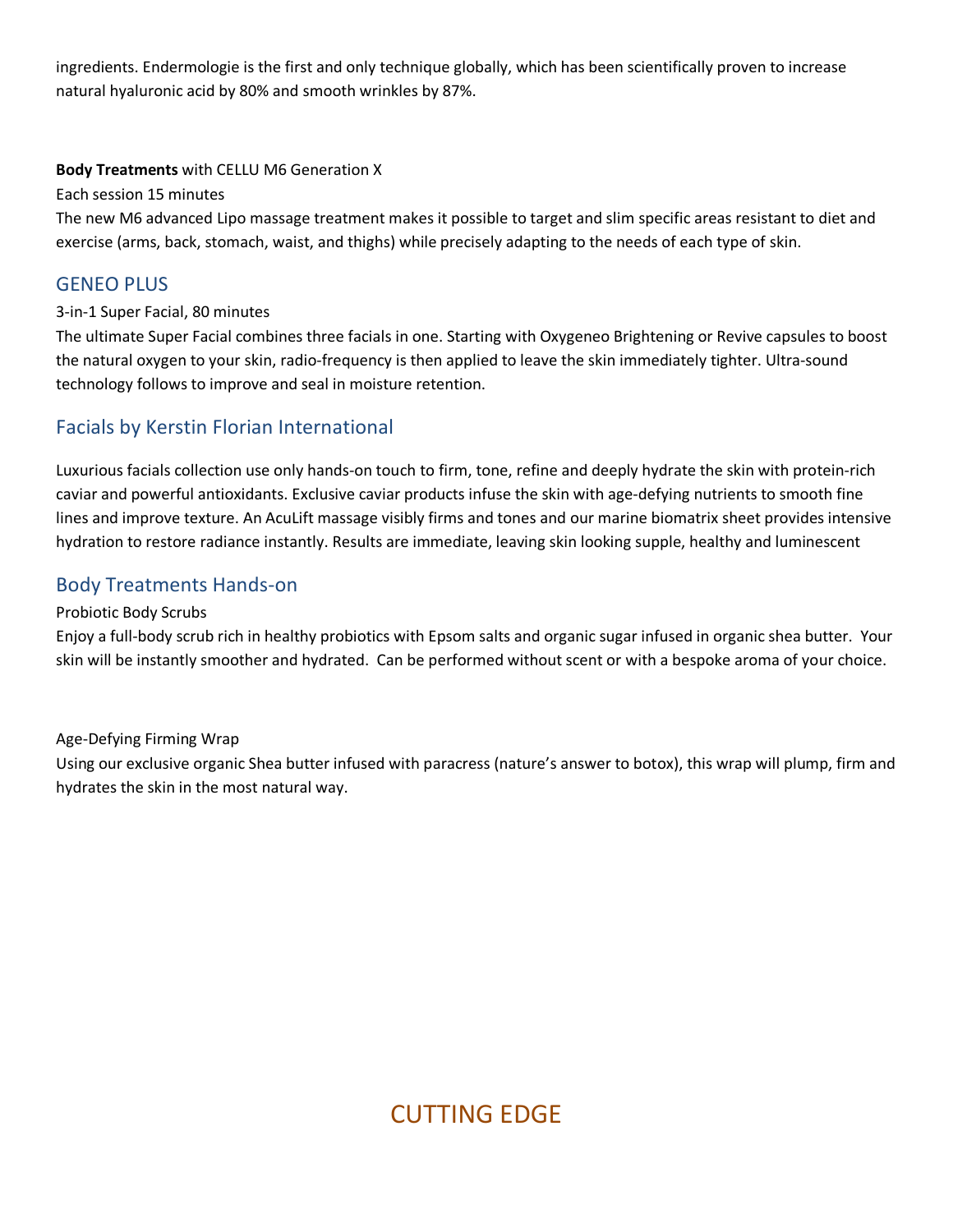ingredients. Endermologie is the first and only technique globally, which has been scientifically proven to increase natural hyaluronic acid by 80% and smooth wrinkles by 87%.

**Body Treatments** with CELLU M6 Generation X

Each session 15 minutes

The new M6 advanced Lipo massage treatment makes it possible to target and slim specific areas resistant to diet and exercise (arms, back, stomach, waist, and thighs) while precisely adapting to the needs of each type of skin.

## GENEO PLUS

3-in-1 Super Facial, 80 minutes

The ultimate Super Facial combines three facials in one. Starting with Oxygeneo Brightening or Revive capsules to boost the natural oxygen to your skin, radio-frequency is then applied to leave the skin immediately tighter. Ultra-sound technology follows to improve and seal in moisture retention.

## Facials by Kerstin Florian International

Luxurious facials collection use only hands-on touch to firm, tone, refine and deeply hydrate the skin with protein-rich caviar and powerful antioxidants. Exclusive caviar products infuse the skin with age-defying nutrients to smooth fine lines and improve texture. An AcuLift massage visibly firms and tones and our marine biomatrix sheet provides intensive hydration to restore radiance instantly. Results are immediate, leaving skin looking supple, healthy and luminescent

## Body Treatments Hands-on

Probiotic Body Scrubs

Enjoy a full-body scrub rich in healthy probiotics with Epsom salts and organic sugar infused in organic shea butter. Your skin will be instantly smoother and hydrated. Can be performed without scent or with a bespoke aroma of your choice.

Age-Defying Firming Wrap

Using our exclusive organic Shea butter infused with paracress (nature's answer to botox), this wrap will plump, firm and hydrates the skin in the most natural way.

# CUTTING EDGE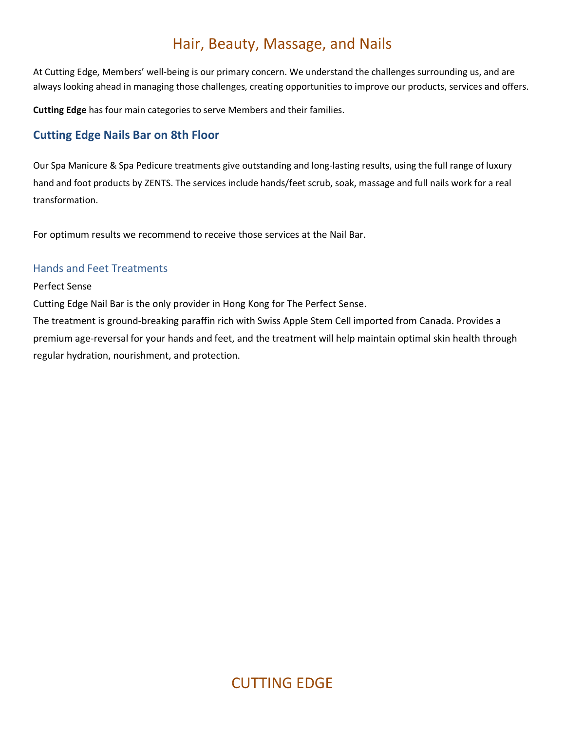# Hair, Beauty, Massage, and Nails

At Cutting Edge, Members' well-being is our primary concern. We understand the challenges surrounding us, and are always looking ahead in managing those challenges, creating opportunities to improve our products, services and offers.

**Cutting Edge** has four main categories to serve Members and their families.

## Cutting Edge Nails Bar on 8th Floor

Our Spa Manicure & Spa Pedicure treatments give outstanding and long-lasting results, using the full range of luxury hand and foot products by ZENTS. The services include hands/feet scrub, soak, massage and full nails work for a real transformation.

For optimum results we recommend to receive those services at the Nail Bar.

### Hands and Feet Treatments

Perfect Sense

Cutting Edge Nail Bar is the only provider in Hong Kong for The Perfect Sense.

The treatment is ground-breaking paraffin rich with Swiss Apple Stem Cell imported from Canada. Provides a premium age-reversal for your hands and feet, and the treatment will help maintain optimal skin health through regular hydration, nourishment, and protection.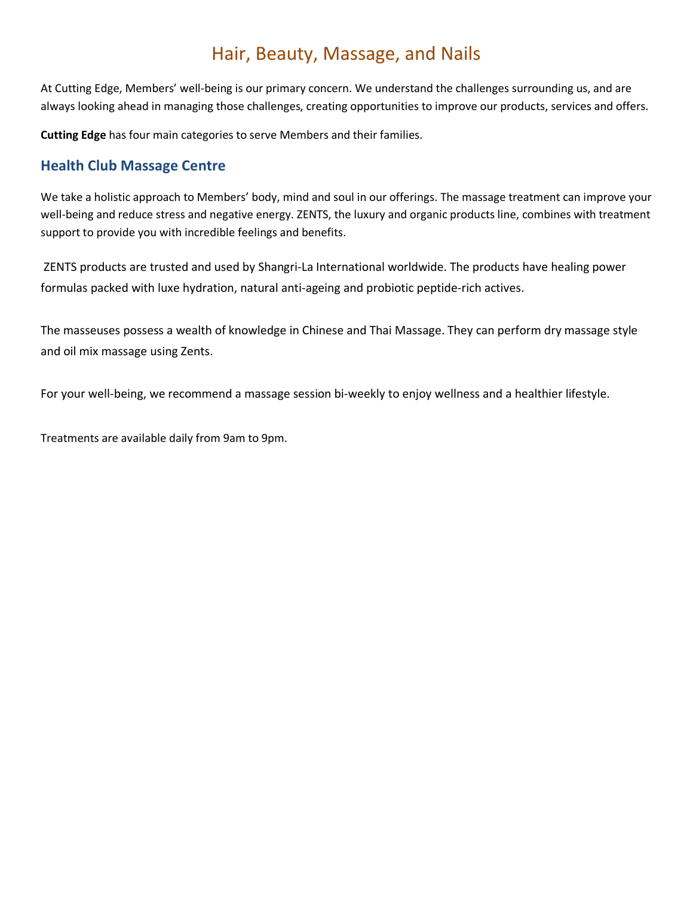# Hair, Beauty, Massage, and Nails

At Cutting Edge, Members' well-being is our primary concern. We understand the challenges surrounding us, and are always looking ahead in managing those challenges, creating opportunities to improve our products, services and offers.

**Cutting Edge** has four main categories to serve Members and their families.

## Health Club Massage Centre

We take a holistic approach to Members' body, mind and soul in our offerings. The massage treatment can improve your well-being and reduce stress and negative energy. ZENTS, the luxury and organic products line, combines with treatment support to provide you with incredible feelings and benefits.

ZENTS products are trusted and used by Shangri-La International worldwide. The products have healing power formulas packed with luxe hydration, natural anti-ageing and probiotic peptide-rich actives.

The masseuses possess a wealth of knowledge in Chinese and Thai Massage. They can perform dry massage style and oil mix massage using Zents.

For your well-being, we recommend a massage session bi-weekly to enjoy wellness and a healthier lifestyle.

Treatments are available daily from 9am to 9pm.